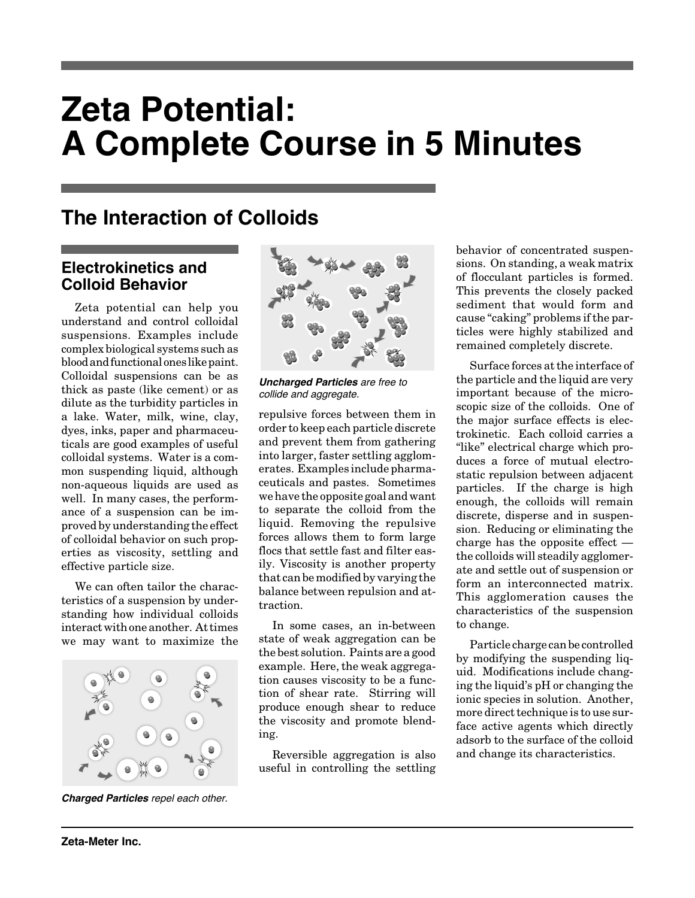# Zeta Potential: A Complete Course in 5 Minutes

## The Interaction of Colloids

### Electrokinetics and Colloid Behavior

Zeta potential can help you understand and control colloidal suspensions. Examples include complex biological systems such as blood and functional ones like paint. Colloidal suspensions can be as thick as paste (like cement) or as dilute as the turbidity particles in a lake. Water, milk, wine, clay, dyes, inks, paper and pharmaceuticals are good examples of useful colloidal systems. Water is a common suspending liquid, although non-aqueous liquids are used as well. In many cases, the performance of a suspension can be improved by understanding the effect of colloidal behavior on such properties as viscosity, settling and effective particle size.

We can often tailor the characteristics of a suspension by understanding how individual colloids interact with one another. At times we may want to maximize the repulsive forces between them in order to keep each particle discrete and prevent them from gathering into larger, faster settling agglomerates. Examples include pharmaceuticals and pastes. Sometimes we have the opposite goal and want to separate the colloid from the liquid. Removing the repulsive forces allows them to form large flocs that settle fast and filter easily. Viscosity is another property that can be modified by varying the balance between repulsion and attraction.

***Charged Particles*** *repel each other.*

***Uncharged Particles*** *are free to collide and aggregate.*

In some cases, an in-between state of weak aggregation can be the best solution. Paints are a good example. Here, the weak aggregation causes viscosity to be a function of shear rate. Stirring will produce enough shear to reduce the viscosity and promote blending.

Reversible aggregation is also useful in controlling the settling behavior of concentrated suspensions. On standing, a weak matrix of flocculant particles is formed. This prevents the closely packed sediment that would form and cause "caking" problems if the particles were highly stabilized and remained completely discrete.

Surface forces at the interface of the particle and the liquid are very important because of the microscopic size of the colloids. One of the major surface effects is electrokinetic. Each colloid carries a "like" electrical charge which produces a force of mutual electrostatic repulsion between adjacent particles. If the charge is high enough, the colloids will remain discrete, disperse and in suspension. Reducing or eliminating the charge has the opposite effect — the colloids will steadily agglomerate and settle out of suspension or form an interconnected matrix. This agglomeration causes the characteristics of the suspension to change.

Particle charge can be controlled by modifying the suspending liquid. Modifications include changing the liquid's pH or changing the ionic species in solution. Another, more direct technique is to use surface active agents which directly adsorb to the surface of the colloid and change its characteristics.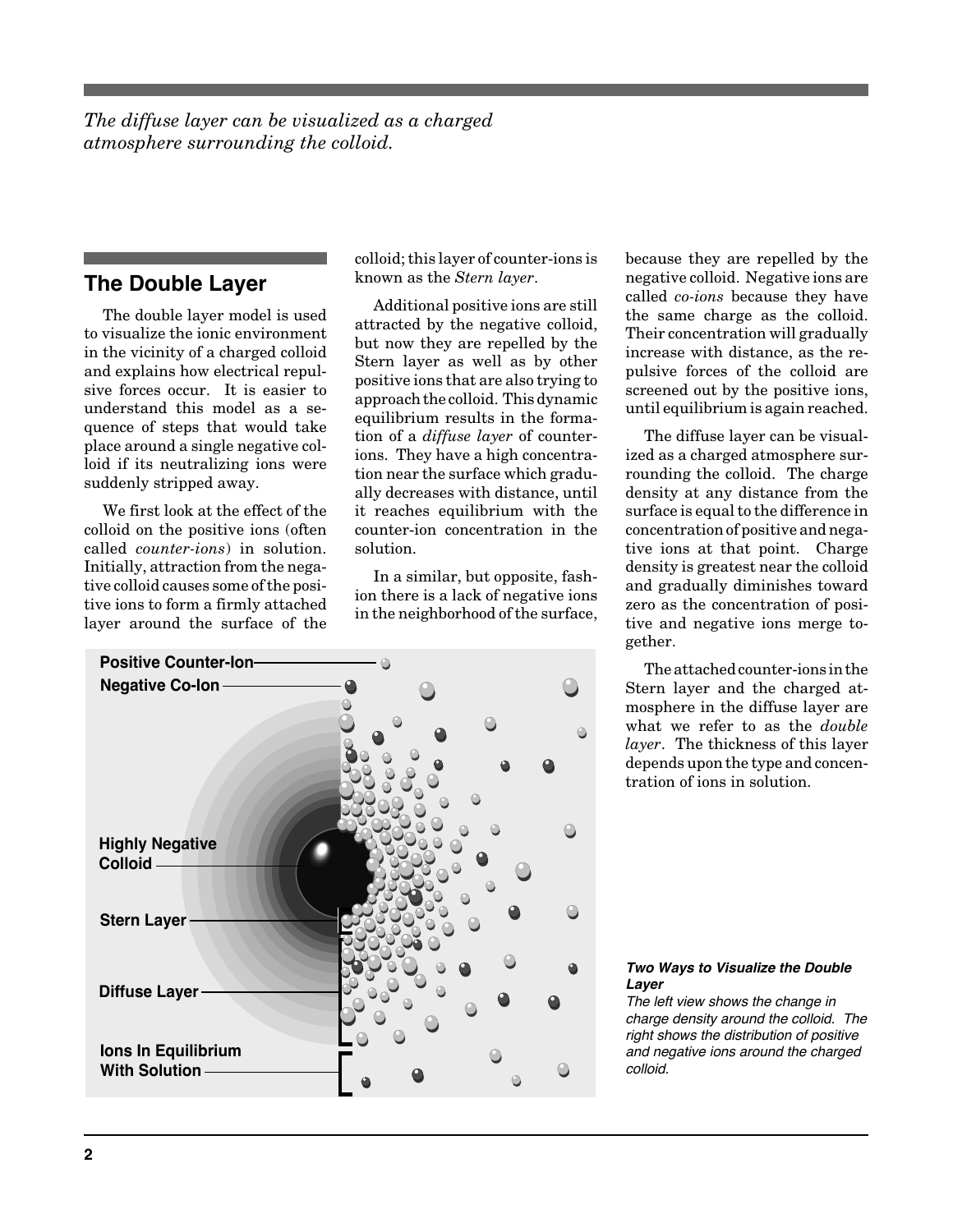*The diffuse layer can be visualized as a charged atmosphere surrounding the colloid.*

## The Double Layer

The double layer model is used to visualize the ionic environment in the vicinity of a charged colloid and explains how electrical repulsive forces occur. It is easier to understand this model as a sequence of steps that would take place around a single negative colloid if its neutralizing ions were suddenly stripped away.

We first look at the effect of the colloid on the positive ions (often called *counter-ions*) in solution. Initially, attraction from the negative colloid causes some of the positive ions to form a firmly attached layer around the surface of the colloid; this layer of counter-ions is known as the *Stern layer*.

Additional positive ions are still attracted by the negative colloid, but now they are repelled by the Stern layer as well as by other positive ions that are also trying to approach the colloid. This dynamic equilibrium results in the formation of a *diffuse layer* of counter-ions. They have a high concentration near the surface which gradually decreases with distance, until it reaches equilibrium with the counter-ion concentration in the solution.

In a similar, but opposite, fashion there is a lack of negative ions in the neighborhood of the surface, because they are repelled by the negative colloid. Negative ions are called *co-ions* because they have the same charge as the colloid. Their concentration will gradually increase with distance, as the repulsive forces of the colloid are screened out by the positive ions, until equilibrium is again reached.

The diffuse layer can be visualized as a charged atmosphere surrounding the colloid. The charge density at any distance from the surface is equal to the difference in concentration of positive and negative ions at that point. Charge density is greatest near the colloid and gradually diminishes toward zero as the concentration of positive and negative ions merge together.

The attached counter-ions in the Stern layer and the charged atmosphere in the diffuse layer are what we refer to as the *double layer*. The thickness of this layer depends upon the type and concentration of ions in solution.

Positive Counter-Ion

Negative Co-Ion

Highly Negative Colloid

Stern Layer

Diffuse Layer

Ions In Equilibrium With Solution

***Two Ways to Visualize the Double Layer***

*The left view shows the change in charge density around the colloid. The right shows the distribution of positive and negative ions around the charged colloid.*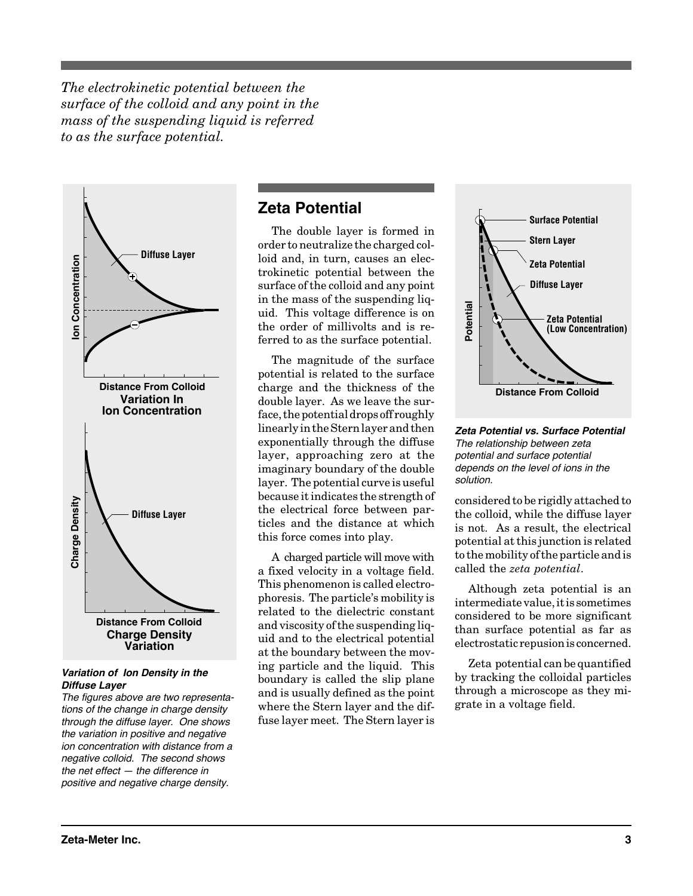*The electrokinetic potential between the surface of the colloid and any point in the mass of the suspending liquid is referred to as the surface potential.*

Ion Concentration

Diffuse Layer

Distance From Colloid

**Variation In Ion Concentration**

Charge Density

Diffuse Layer

Distance From Colloid

**Charge Density Variation**

***Variation of Ion Density in the Diffuse Layer***

*The figures above are two representations of the change in charge density through the diffuse layer. One shows the variation in positive and negative ion concentration with distance from a negative colloid. The second shows the net effect — the difference in positive and negative charge density.*

## Zeta Potential

The double layer is formed in order to neutralize the charged colloid and, in turn, causes an electrokinetic potential between the surface of the colloid and any point in the mass of the suspending liquid. This voltage difference is on the order of millivolts and is referred to as the surface potential.

The magnitude of the surface potential is related to the surface charge and the thickness of the double layer. As we leave the surface, the potential drops off roughly linearly in the Stern layer and then exponentially through the diffuse layer, approaching zero at the imaginary boundary of the double layer. The potential curve is useful because it indicates the strength of the electrical force between particles and the distance at which this force comes into play.

A charged particle will move with a fixed velocity in a voltage field. This phenomenon is called electrophoresis. The particle's mobility is related to the dielectric constant and viscosity of the suspending liquid and to the electrical potential at the boundary between the moving particle and the liquid. This boundary is called the slip plane and is usually defined as the point where the Stern layer and the diffuse layer meet. The Stern layer is considered to be rigidly attached to the colloid, while the diffuse layer is not. As a result, the electrical potential at this junction is related to the mobility of the particle and is called the *zeta potential*.

Although zeta potential is an intermediate value, it is sometimes considered to be more significant than surface potential as far as electrostatic repusion is concerned.

Zeta potential can be quantified by tracking the colloidal particles through a microscope as they migrate in a voltage field.

Surface Potential

Stern Layer

Zeta Potential

Diffuse Layer

Zeta Potential (Low Concentration)

Potential

Distance From Colloid

***Zeta Potential vs. Surface Potential***

*The relationship between zeta potential and surface potential depends on the level of ions in the solution.*